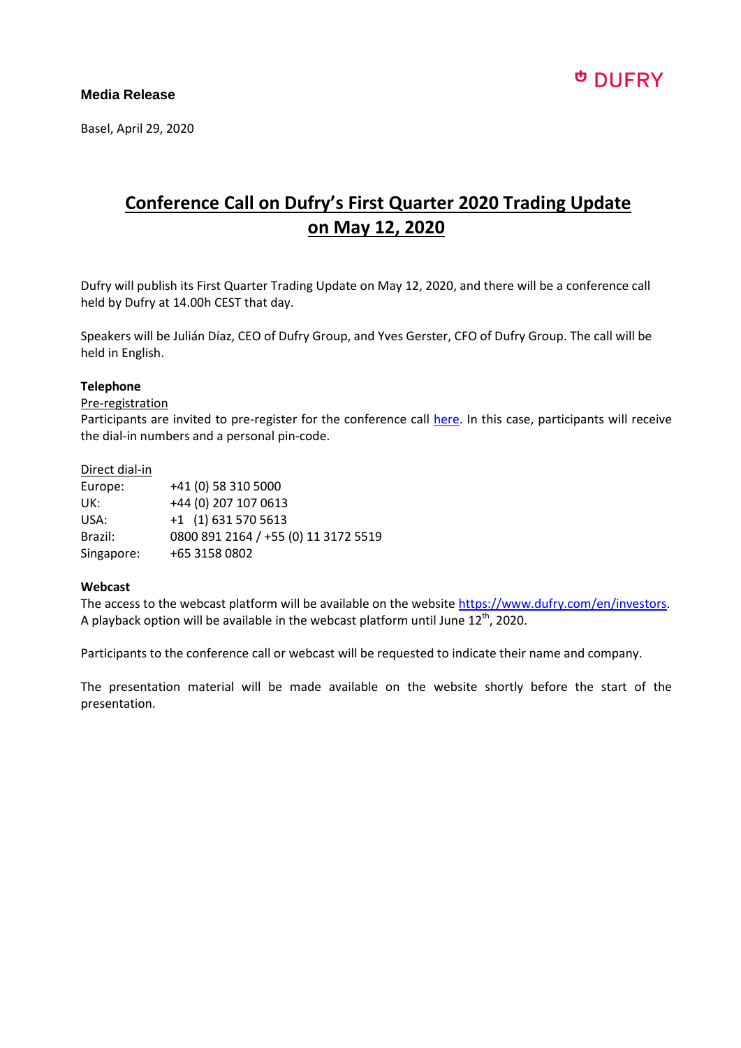DUFRY

**Media Release**

Basel, April 29, 2020

# Conference Call on Dufry's First Quarter 2020 Trading Update on May 12, 2020

Dufry will publish its First Quarter Trading Update on May 12, 2020, and there will be a conference call held by Dufry at 14.00h CEST that day.

Speakers will be Julián Díaz, CEO of Dufry Group, and Yves Gerster, CFO of Dufry Group. The call will be held in English.

**Telephone**

Pre-registration

Participants are invited to pre-register for the conference call here. In this case, participants will receive the dial-in numbers and a personal pin-code.

Direct dial-in

| | |
|---|---|
| Europe: | +41 (0) 58 310 5000 |
| UK: | +44 (0) 207 107 0613 |
| USA: | +1 (1) 631 570 5613 |
| Brazil: | 0800 891 2164 / +55 (0) 11 3172 5519 |
| Singapore: | +65 3158 0802 |

**Webcast**

The access to the webcast platform will be available on the website https://www.dufry.com/en/investors.
A playback option will be available in the webcast platform until June 12th, 2020.

Participants to the conference call or webcast will be requested to indicate their name and company.

The presentation material will be made available on the website shortly before the start of the presentation.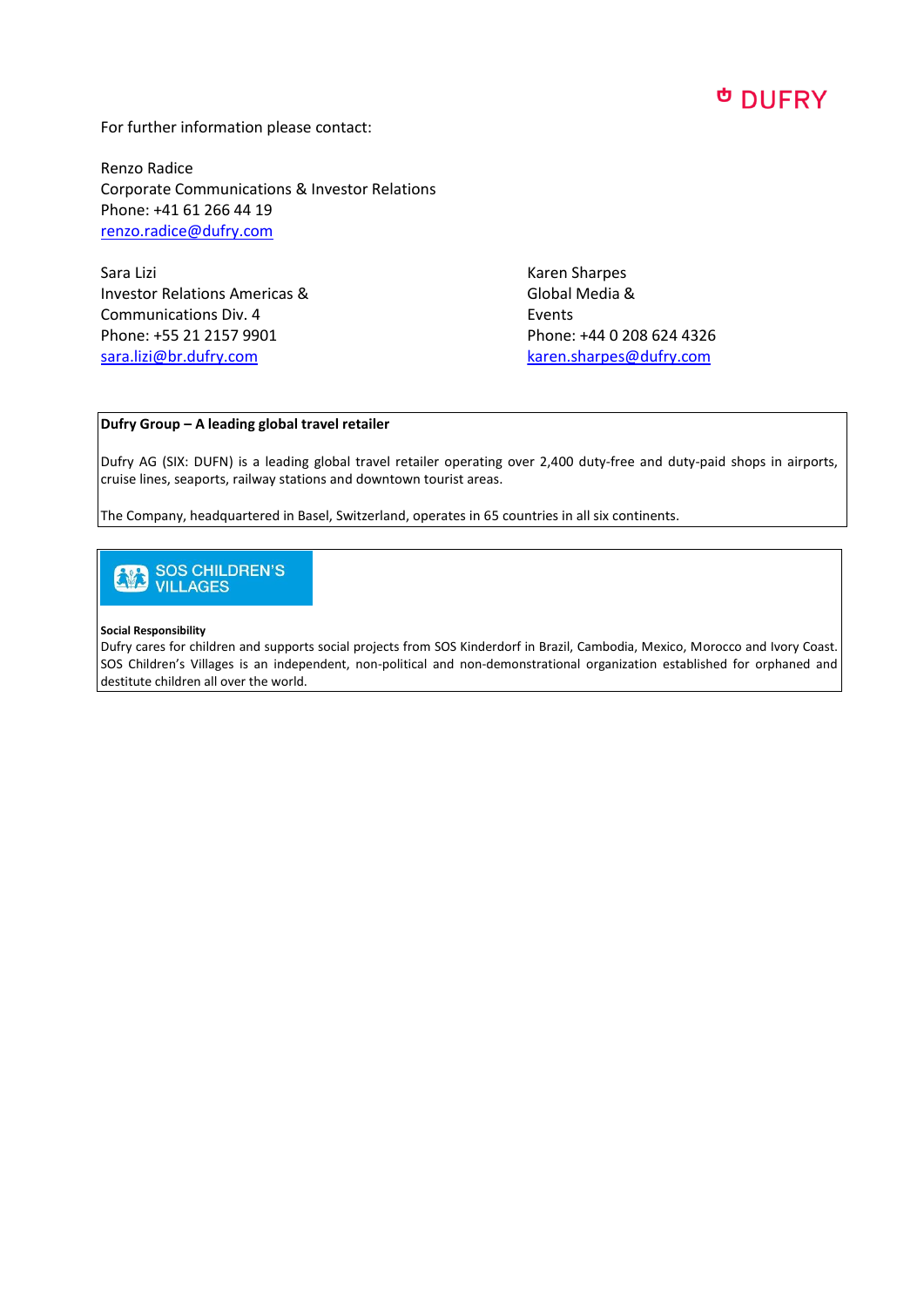DUFRY

For further information please contact:

Renzo Radice
Corporate Communications & Investor Relations
Phone: +41 61 266 44 19
renzo.radice@dufry.com

Sara Lizi
Investor Relations Americas &
Communications Div. 4
Phone: +55 21 2157 9901
sara.lizi@br.dufry.com

Karen Sharpes
Global Media &
Events
Phone: +44 0 208 624 4326
karen.sharpes@dufry.com

**Dufry Group – A leading global travel retailer**

Dufry AG (SIX: DUFN) is a leading global travel retailer operating over 2,400 duty-free and duty-paid shops in airports, cruise lines, seaports, railway stations and downtown tourist areas.

The Company, headquartered in Basel, Switzerland, operates in 65 countries in all six continents.

SOS CHILDREN'S VILLAGES

**Social Responsibility**

Dufry cares for children and supports social projects from SOS Kinderdorf in Brazil, Cambodia, Mexico, Morocco and Ivory Coast. SOS Children's Villages is an independent, non-political and non-demonstrational organization established for orphaned and destitute children all over the world.